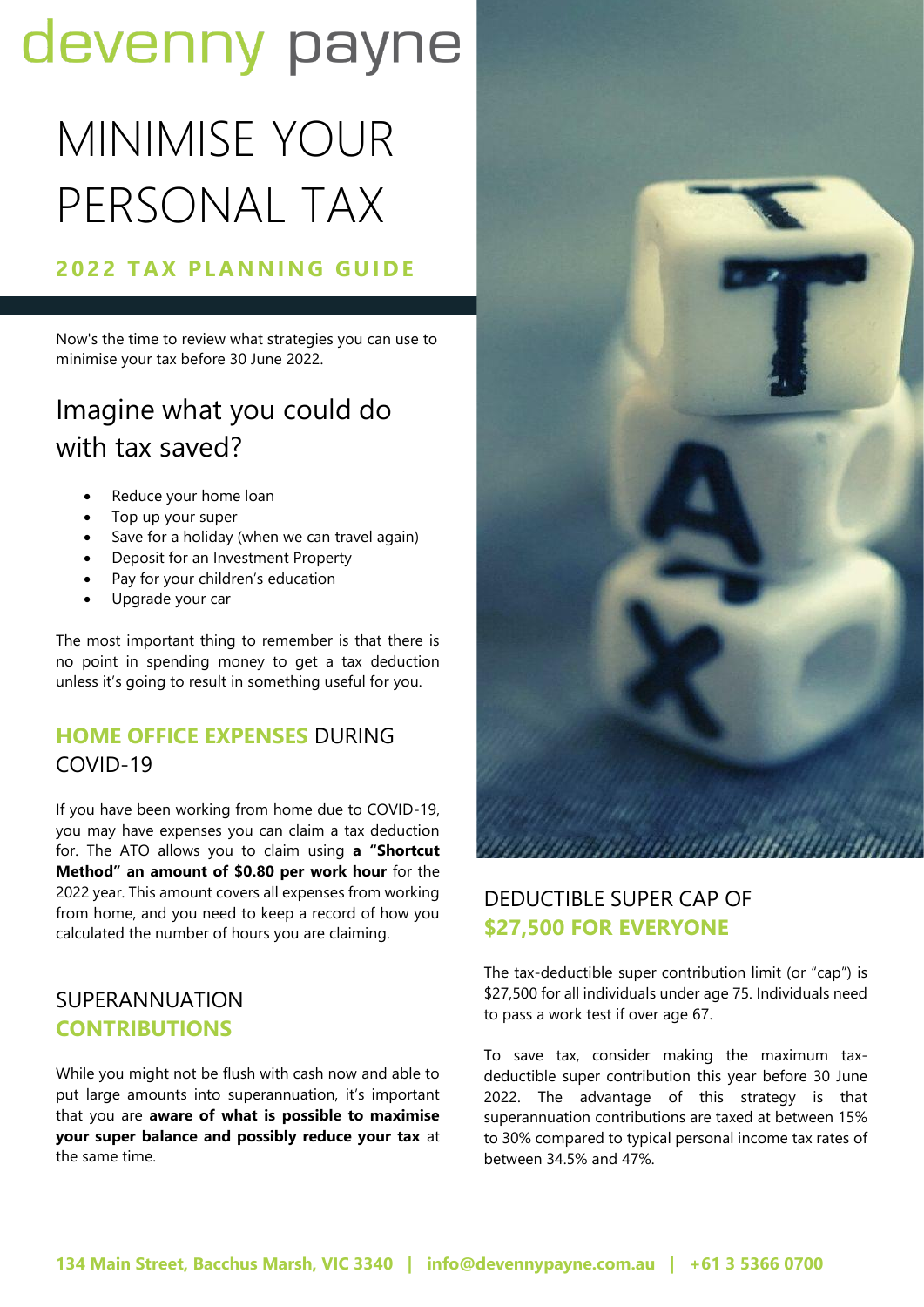devenny payne

# MINIMISE YOUR PERSONAL TAX

## 2022 TAX PLANNING GUIDE

Now's the time to review what strategies you can use to minimise your tax before 30 June 2022.

## Imagine what you could do with tax saved?

- Reduce your home loan
- Top up your super
- Save for a holiday (when we can travel again)
- Deposit for an Investment Property
- Pay for your children's education
- Upgrade your car

The most important thing to remember is that there is no point in spending money to get a tax deduction unless it's going to result in something useful for you.

### HOME OFFICE EXPENSES DURING COVID-19

If you have been working from home due to COVID-19, you may have expenses you can claim a tax deduction for. The ATO allows you to claim using **a "Shortcut Method" an amount of $0.80 per work hour** for the 2022 year. This amount covers all expenses from working from home, and you need to keep a record of how you calculated the number of hours you are claiming.

### SUPERANNUATION CONTRIBUTIONS

While you might not be flush with cash now and able to put large amounts into superannuation, it's important that you are **aware of what is possible to maximise your super balance and possibly reduce your tax** at the same time.

### DEDUCTIBLE SUPER CAP OF $27,500 FOR EVERYONE

The tax-deductible super contribution limit (or "cap") is $27,500 for all individuals under age 75. Individuals need to pass a work test if over age 67.

To save tax, consider making the maximum tax-deductible super contribution this year before 30 June 2022. The advantage of this strategy is that superannuation contributions are taxed at between 15% to 30% compared to typical personal income tax rates of between 34.5% and 47%.

134 Main Street, Bacchus Marsh, VIC 3340 | info@devennypayne.com.au | +61 3 5366 0700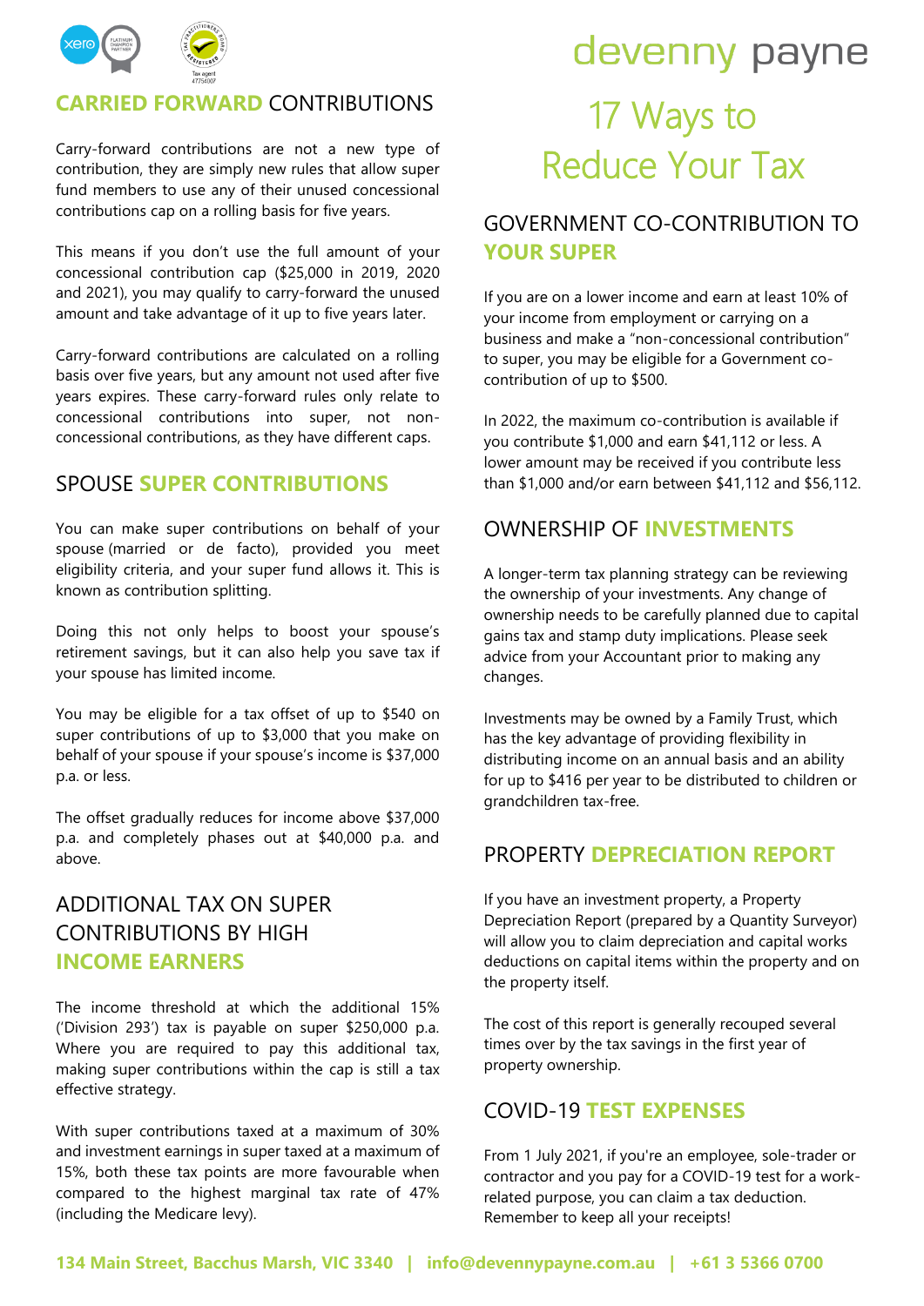## CARRIED FORWARD CONTRIBUTIONS

Carry-forward contributions are not a new type of contribution, they are simply new rules that allow super fund members to use any of their unused concessional contributions cap on a rolling basis for five years.

This means if you don't use the full amount of your concessional contribution cap ($25,000 in 2019, 2020 and 2021), you may qualify to carry-forward the unused amount and take advantage of it up to five years later.

Carry-forward contributions are calculated on a rolling basis over five years, but any amount not used after five years expires. These carry-forward rules only relate to concessional contributions into super, not non-concessional contributions, as they have different caps.

## SPOUSE SUPER CONTRIBUTIONS

You can make super contributions on behalf of your spouse (married or de facto), provided you meet eligibility criteria, and your super fund allows it. This is known as contribution splitting.

Doing this not only helps to boost your spouse's retirement savings, but it can also help you save tax if your spouse has limited income.

You may be eligible for a tax offset of up to $540 on super contributions of up to $3,000 that you make on behalf of your spouse if your spouse's income is $37,000 p.a. or less.

The offset gradually reduces for income above $37,000 p.a. and completely phases out at $40,000 p.a. and above.

## ADDITIONAL TAX ON SUPER CONTRIBUTIONS BY HIGH INCOME EARNERS

The income threshold at which the additional 15% ('Division 293') tax is payable on super $250,000 p.a. Where you are required to pay this additional tax, making super contributions within the cap is still a tax effective strategy.

With super contributions taxed at a maximum of 30% and investment earnings in super taxed at a maximum of 15%, both these tax points are more favourable when compared to the highest marginal tax rate of 47% (including the Medicare levy).

# devenny payne

# 17 Ways to Reduce Your Tax

## GOVERNMENT CO-CONTRIBUTION TO YOUR SUPER

If you are on a lower income and earn at least 10% of your income from employment or carrying on a business and make a "non-concessional contribution" to super, you may be eligible for a Government co-contribution of up to $500.

In 2022, the maximum co-contribution is available if you contribute $1,000 and earn $41,112 or less. A lower amount may be received if you contribute less than $1,000 and/or earn between $41,112 and $56,112.

## OWNERSHIP OF INVESTMENTS

A longer-term tax planning strategy can be reviewing the ownership of your investments. Any change of ownership needs to be carefully planned due to capital gains tax and stamp duty implications. Please seek advice from your Accountant prior to making any changes.

Investments may be owned by a Family Trust, which has the key advantage of providing flexibility in distributing income on an annual basis and an ability for up to $416 per year to be distributed to children or grandchildren tax-free.

## PROPERTY DEPRECIATION REPORT

If you have an investment property, a Property Depreciation Report (prepared by a Quantity Surveyor) will allow you to claim depreciation and capital works deductions on capital items within the property and on the property itself.

The cost of this report is generally recouped several times over by the tax savings in the first year of property ownership.

## COVID-19 TEST EXPENSES

From 1 July 2021, if you're an employee, sole-trader or contractor and you pay for a COVID-19 test for a work-related purpose, you can claim a tax deduction. Remember to keep all your receipts!

**134 Main Street, Bacchus Marsh, VIC 3340 | info@devennypayne.com.au | +61 3 5366 0700**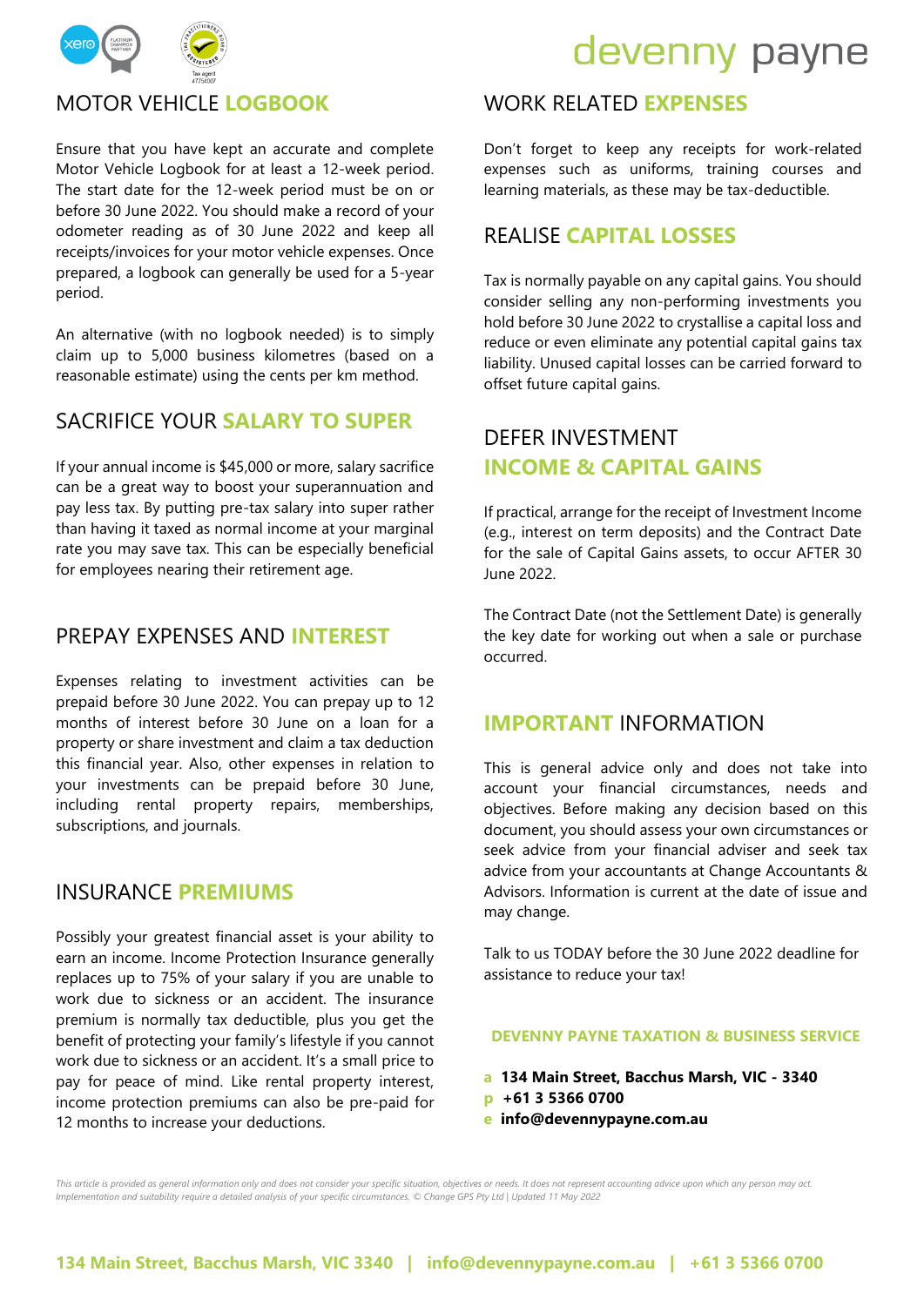## MOTOR VEHICLE **LOGBOOK**

Ensure that you have kept an accurate and complete Motor Vehicle Logbook for at least a 12-week period. The start date for the 12-week period must be on or before 30 June 2022. You should make a record of your odometer reading as of 30 June 2022 and keep all receipts/invoices for your motor vehicle expenses. Once prepared, a logbook can generally be used for a 5-year period.

An alternative (with no logbook needed) is to simply claim up to 5,000 business kilometres (based on a reasonable estimate) using the cents per km method.

## SACRIFICE YOUR **SALARY TO SUPER**

If your annual income is $45,000 or more, salary sacrifice can be a great way to boost your superannuation and pay less tax. By putting pre-tax salary into super rather than having it taxed as normal income at your marginal rate you may save tax. This can be especially beneficial for employees nearing their retirement age.

## PREPAY EXPENSES AND **INTEREST**

Expenses relating to investment activities can be prepaid before 30 June 2022. You can prepay up to 12 months of interest before 30 June on a loan for a property or share investment and claim a tax deduction this financial year. Also, other expenses in relation to your investments can be prepaid before 30 June, including rental property repairs, memberships, subscriptions, and journals.

## INSURANCE **PREMIUMS**

Possibly your greatest financial asset is your ability to earn an income. Income Protection Insurance generally replaces up to 75% of your salary if you are unable to work due to sickness or an accident. The insurance premium is normally tax deductible, plus you get the benefit of protecting your family's lifestyle if you cannot work due to sickness or an accident. It's a small price to pay for peace of mind. Like rental property interest, income protection premiums can also be pre-paid for 12 months to increase your deductions.

## WORK RELATED **EXPENSES**

Don't forget to keep any receipts for work-related expenses such as uniforms, training courses and learning materials, as these may be tax-deductible.

## REALISE **CAPITAL LOSSES**

Tax is normally payable on any capital gains. You should consider selling any non-performing investments you hold before 30 June 2022 to crystallise a capital loss and reduce or even eliminate any potential capital gains tax liability. Unused capital losses can be carried forward to offset future capital gains.

## DEFER INVESTMENT **INCOME & CAPITAL GAINS**

If practical, arrange for the receipt of Investment Income (e.g., interest on term deposits) and the Contract Date for the sale of Capital Gains assets, to occur AFTER 30 June 2022.

The Contract Date (not the Settlement Date) is generally the key date for working out when a sale or purchase occurred.

## **IMPORTANT** INFORMATION

This is general advice only and does not take into account your financial circumstances, needs and objectives. Before making any decision based on this document, you should assess your own circumstances or seek advice from your financial adviser and seek tax advice from your accountants at Change Accountants & Advisors. Information is current at the date of issue and may change.

Talk to us TODAY before the 30 June 2022 deadline for assistance to reduce your tax!

**DEVENNY PAYNE TAXATION & BUSINESS SERVICE**

a **134 Main Street, Bacchus Marsh, VIC - 3340**
p **+61 3 5366 0700**
e **info@devennypayne.com.au**

*This article is provided as general information only and does not consider your specific situation, objectives or needs. It does not represent accounting advice upon which any person may act. Implementation and suitability require a detailed analysis of your specific circumstances. © Change GPS Pty Ltd | Updated 11 May 2022*